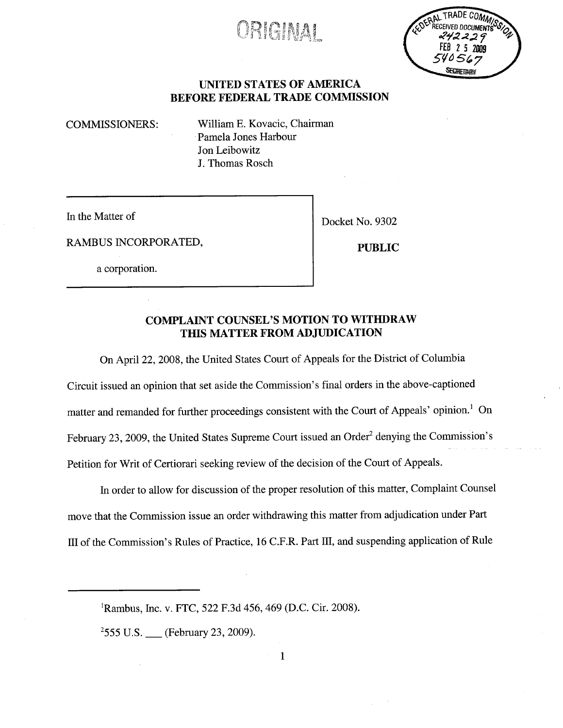ORIGINAL

FEDERAL TRADE COMMISSION RECEIVED DOCUMENTS 242229 FEB 25 2009 540567 SECRETARY

**UNITED STATES OF AMERICA**
**BEFORE FEDERAL TRADE COMMISSION**

COMMISSIONERS: William E. Kovacic, Chairman
Pamela Jones Harbour
Jon Leibowitz
J. Thomas Rosch

| | |
|---|---|
| In the Matter of<br><br>RAMBUS INCORPORATED,<br><br>a corporation. | Docket No. 9302<br><br>**PUBLIC** |

## COMPLAINT COUNSEL'S MOTION TO WITHDRAW THIS MATTER FROM ADJUDICATION

On April 22, 2008, the United States Court of Appeals for the District of Columbia Circuit issued an opinion that set aside the Commission's final orders in the above-captioned matter and remanded for further proceedings consistent with the Court of Appeals' opinion.[1] On February 23, 2009, the United States Supreme Court issued an Order[2] denying the Commission's Petition for Writ of Certiorari seeking review of the decision of the Court of Appeals.

In order to allow for discussion of the proper resolution of this matter, Complaint Counsel move that the Commission issue an order withdrawing this matter from adjudication under Part III of the Commission's Rules of Practice, 16 C.F.R. Part III, and suspending application of Rule

---

[1]Rambus, Inc. v. FTC, 522 F.3d 456, 469 (D.C. Cir. 2008).

[2]555 U.S. ___ (February 23, 2009).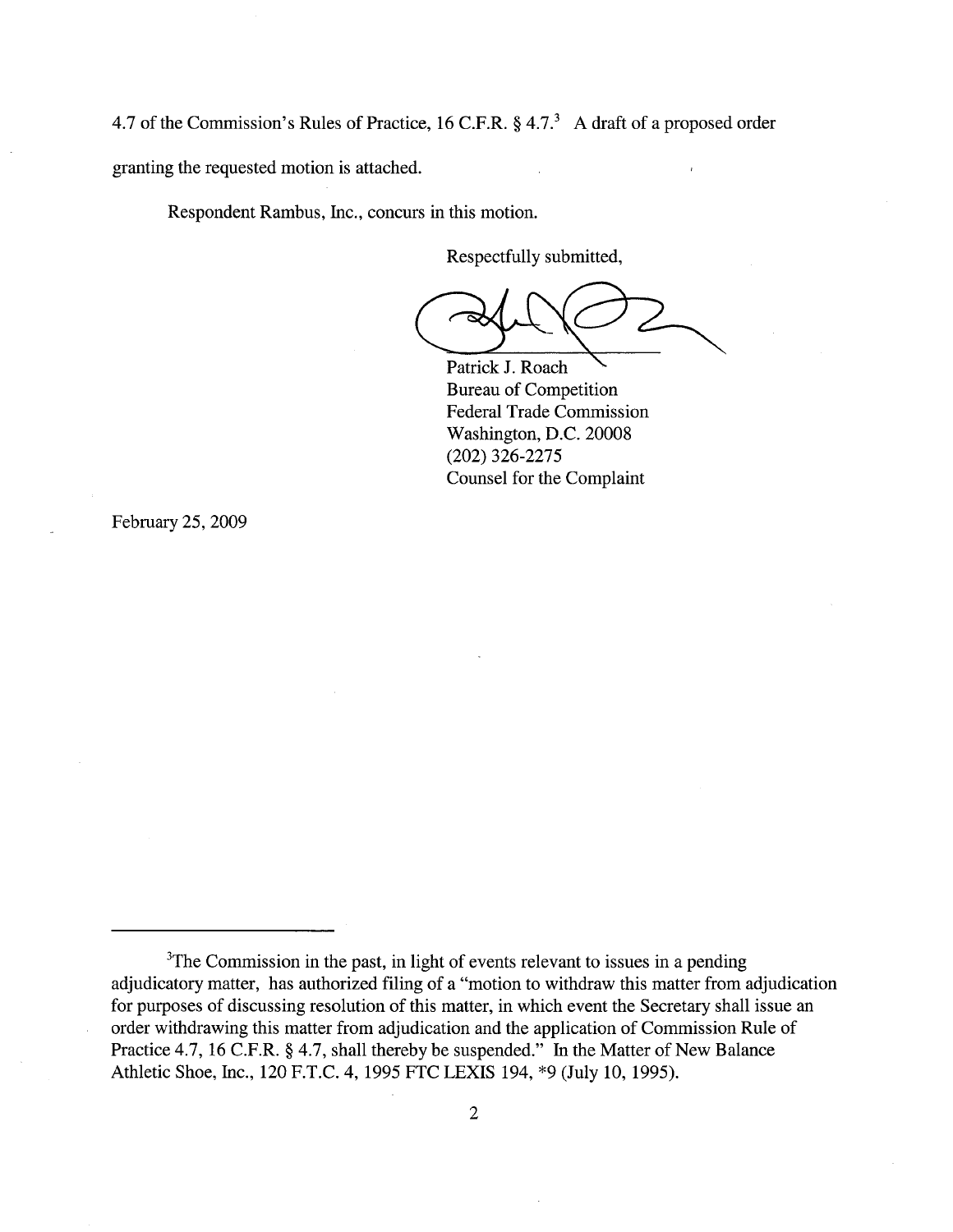4.7 of the Commission's Rules of Practice, 16 C.F.R. § 4.7.[3] A draft of a proposed order granting the requested motion is attached.

Respondent Rambus, Inc., concurs in this motion.

Respectfully submitted,

Patrick J. Roach
Bureau of Competition
Federal Trade Commission
Washington, D.C. 20008
(202) 326-2275
Counsel for the Complaint

February 25, 2009

---

[3]The Commission in the past, in light of events relevant to issues in a pending adjudicatory matter, has authorized filing of a "motion to withdraw this matter from adjudication for purposes of discussing resolution of this matter, in which event the Secretary shall issue an order withdrawing this matter from adjudication and the application of Commission Rule of Practice 4.7, 16 C.F.R. § 4.7, shall thereby be suspended." In the Matter of New Balance Athletic Shoe, Inc., 120 F.T.C. 4, 1995 FTC LEXIS 194, *9 (July 10, 1995).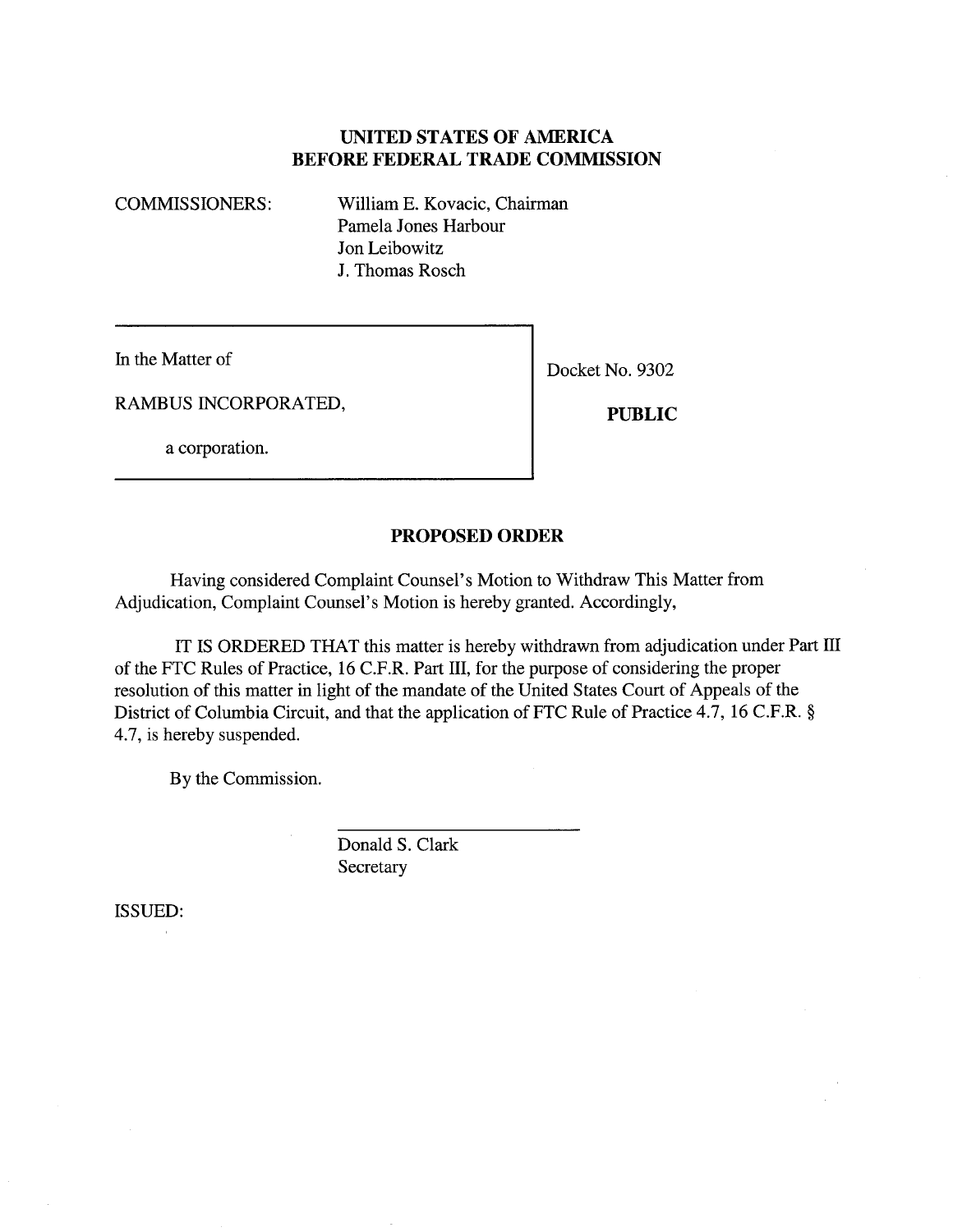**UNITED STATES OF AMERICA**
**BEFORE FEDERAL TRADE COMMISSION**

COMMISSIONERS: William E. Kovacic, Chairman
Pamela Jones Harbour
Jon Leibowitz
J. Thomas Rosch

In the Matter of

RAMBUS INCORPORATED,

a corporation.

Docket No. 9302

**PUBLIC**

**PROPOSED ORDER**

Having considered Complaint Counsel's Motion to Withdraw This Matter from Adjudication, Complaint Counsel's Motion is hereby granted. Accordingly,

IT IS ORDERED THAT this matter is hereby withdrawn from adjudication under Part III of the FTC Rules of Practice, 16 C.F.R. Part III, for the purpose of considering the proper resolution of this matter in light of the mandate of the United States Court of Appeals of the District of Columbia Circuit, and that the application of FTC Rule of Practice 4.7, 16 C.F.R. § 4.7, is hereby suspended.

By the Commission.

Donald S. Clark
Secretary

ISSUED: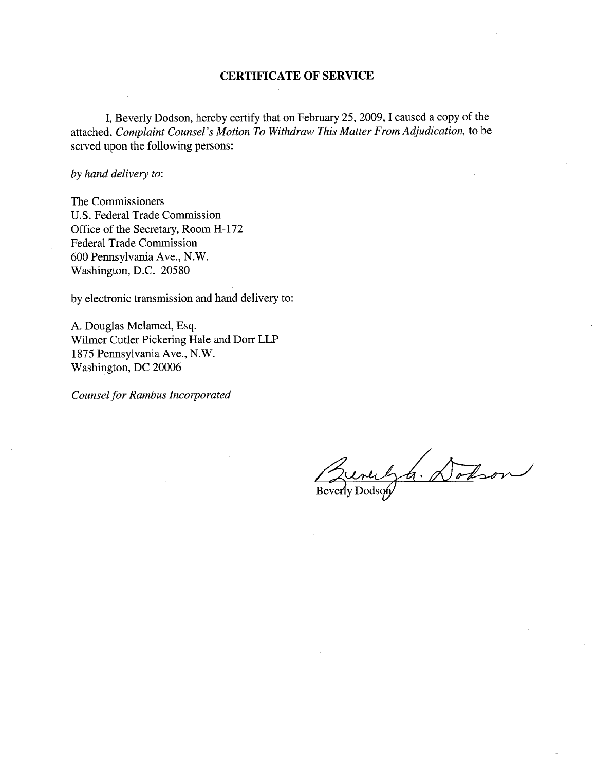## CERTIFICATE OF SERVICE

I, Beverly Dodson, hereby certify that on February 25, 2009, I caused a copy of the attached, *Complaint Counsel's Motion To Withdraw This Matter From Adjudication,* to be served upon the following persons:

*by hand delivery to*:

The Commissioners
U.S. Federal Trade Commission
Office of the Secretary, Room H-172
Federal Trade Commission
600 Pennsylvania Ave., N.W.
Washington, D.C. 20580

by electronic transmission and hand delivery to:

A. Douglas Melamed, Esq.
Wilmer Cutler Pickering Hale and Dorr LLP
1875 Pennsylvania Ave., N.W.
Washington, DC 20006

*Counsel for Rambus Incorporated*

Beverly Dodson